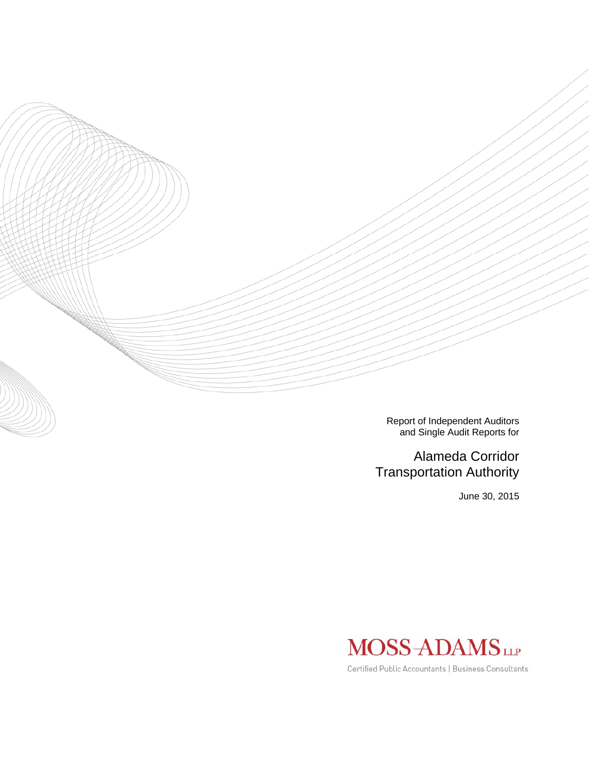Report of Independent Auditors and Single Audit Reports for

# Alameda Corridor Transportation Authority

June 30, 2015

MOSS-ADAMS LLP

Certified Public Accountants | Business Consultants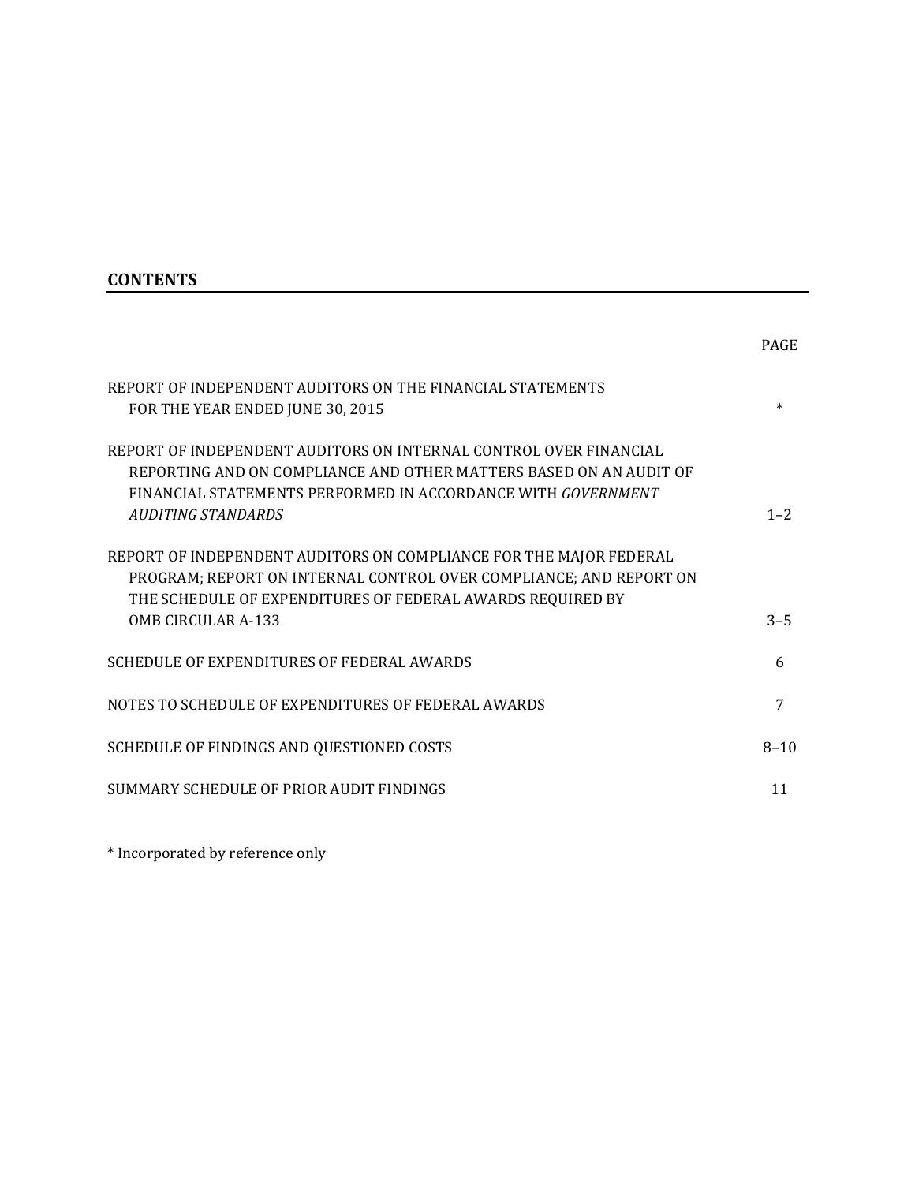## CONTENTS

| | PAGE |
|---|---|
| REPORT OF INDEPENDENT AUDITORS ON THE FINANCIAL STATEMENTS FOR THE YEAR ENDED JUNE 30, 2015 | * |
| REPORT OF INDEPENDENT AUDITORS ON INTERNAL CONTROL OVER FINANCIAL REPORTING AND ON COMPLIANCE AND OTHER MATTERS BASED ON AN AUDIT OF FINANCIAL STATEMENTS PERFORMED IN ACCORDANCE WITH *GOVERNMENT AUDITING STANDARDS* | 1–2 |
| REPORT OF INDEPENDENT AUDITORS ON COMPLIANCE FOR THE MAJOR FEDERAL PROGRAM; REPORT ON INTERNAL CONTROL OVER COMPLIANCE; AND REPORT ON THE SCHEDULE OF EXPENDITURES OF FEDERAL AWARDS REQUIRED BY OMB CIRCULAR A-133 | 3–5 |
| SCHEDULE OF EXPENDITURES OF FEDERAL AWARDS | 6 |
| NOTES TO SCHEDULE OF EXPENDITURES OF FEDERAL AWARDS | 7 |
| SCHEDULE OF FINDINGS AND QUESTIONED COSTS | 8–10 |
| SUMMARY SCHEDULE OF PRIOR AUDIT FINDINGS | 11 |

* Incorporated by reference only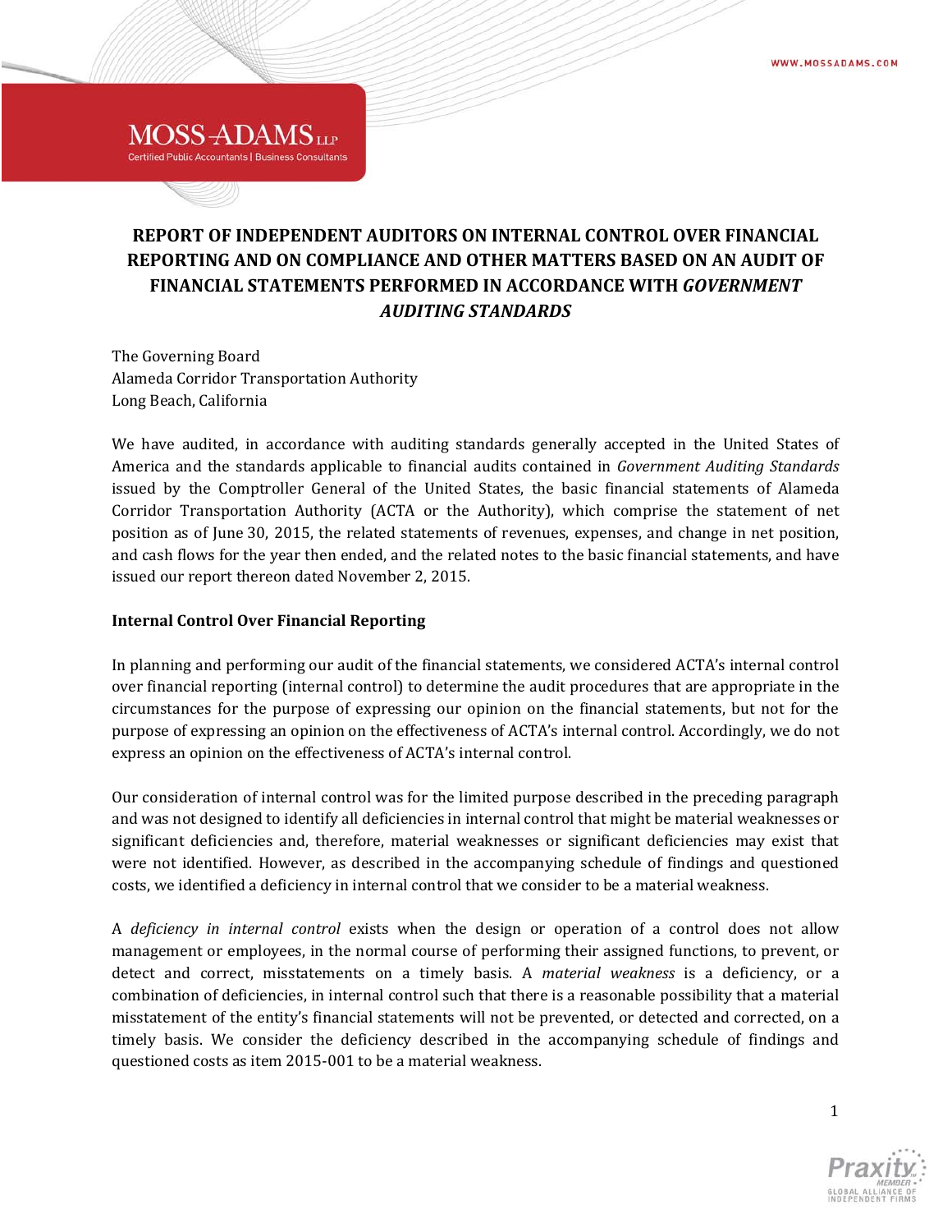# REPORT OF INDEPENDENT AUDITORS ON INTERNAL CONTROL OVER FINANCIAL REPORTING AND ON COMPLIANCE AND OTHER MATTERS BASED ON AN AUDIT OF FINANCIAL STATEMENTS PERFORMED IN ACCORDANCE WITH *GOVERNMENT AUDITING STANDARDS*

The Governing Board
Alameda Corridor Transportation Authority
Long Beach, California

We have audited, in accordance with auditing standards generally accepted in the United States of America and the standards applicable to financial audits contained in *Government Auditing Standards* issued by the Comptroller General of the United States, the basic financial statements of Alameda Corridor Transportation Authority (ACTA or the Authority), which comprise the statement of net position as of June 30, 2015, the related statements of revenues, expenses, and change in net position, and cash flows for the year then ended, and the related notes to the basic financial statements, and have issued our report thereon dated November 2, 2015.

## Internal Control Over Financial Reporting

In planning and performing our audit of the financial statements, we considered ACTA's internal control over financial reporting (internal control) to determine the audit procedures that are appropriate in the circumstances for the purpose of expressing our opinion on the financial statements, but not for the purpose of expressing an opinion on the effectiveness of ACTA's internal control. Accordingly, we do not express an opinion on the effectiveness of ACTA's internal control.

Our consideration of internal control was for the limited purpose described in the preceding paragraph and was not designed to identify all deficiencies in internal control that might be material weaknesses or significant deficiencies and, therefore, material weaknesses or significant deficiencies may exist that were not identified. However, as described in the accompanying schedule of findings and questioned costs, we identified a deficiency in internal control that we consider to be a material weakness.

A *deficiency in internal control* exists when the design or operation of a control does not allow management or employees, in the normal course of performing their assigned functions, to prevent, or detect and correct, misstatements on a timely basis. A *material weakness* is a deficiency, or a combination of deficiencies, in internal control such that there is a reasonable possibility that a material misstatement of the entity's financial statements will not be prevented, or detected and corrected, on a timely basis. We consider the deficiency described in the accompanying schedule of findings and questioned costs as item 2015-001 to be a material weakness.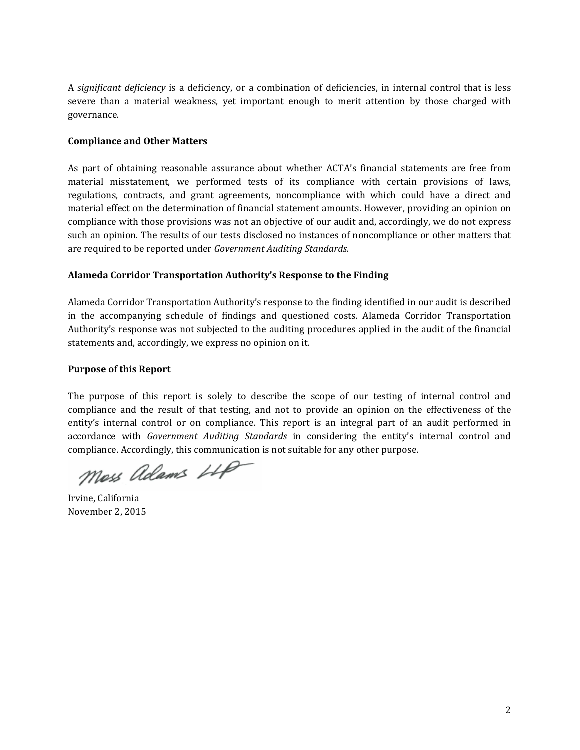A *significant deficiency* is a deficiency, or a combination of deficiencies, in internal control that is less severe than a material weakness, yet important enough to merit attention by those charged with governance.

**Compliance and Other Matters**

As part of obtaining reasonable assurance about whether ACTA's financial statements are free from material misstatement, we performed tests of its compliance with certain provisions of laws, regulations, contracts, and grant agreements, noncompliance with which could have a direct and material effect on the determination of financial statement amounts. However, providing an opinion on compliance with those provisions was not an objective of our audit and, accordingly, we do not express such an opinion. The results of our tests disclosed no instances of noncompliance or other matters that are required to be reported under *Government Auditing Standards*.

**Alameda Corridor Transportation Authority's Response to the Finding**

Alameda Corridor Transportation Authority's response to the finding identified in our audit is described in the accompanying schedule of findings and questioned costs. Alameda Corridor Transportation Authority's response was not subjected to the auditing procedures applied in the audit of the financial statements and, accordingly, we express no opinion on it.

**Purpose of this Report**

The purpose of this report is solely to describe the scope of our testing of internal control and compliance and the result of that testing, and not to provide an opinion on the effectiveness of the entity's internal control or on compliance. This report is an integral part of an audit performed in accordance with *Government Auditing Standards* in considering the entity's internal control and compliance. Accordingly, this communication is not suitable for any other purpose.

Moss Adams LLP

Irvine, California
November 2, 2015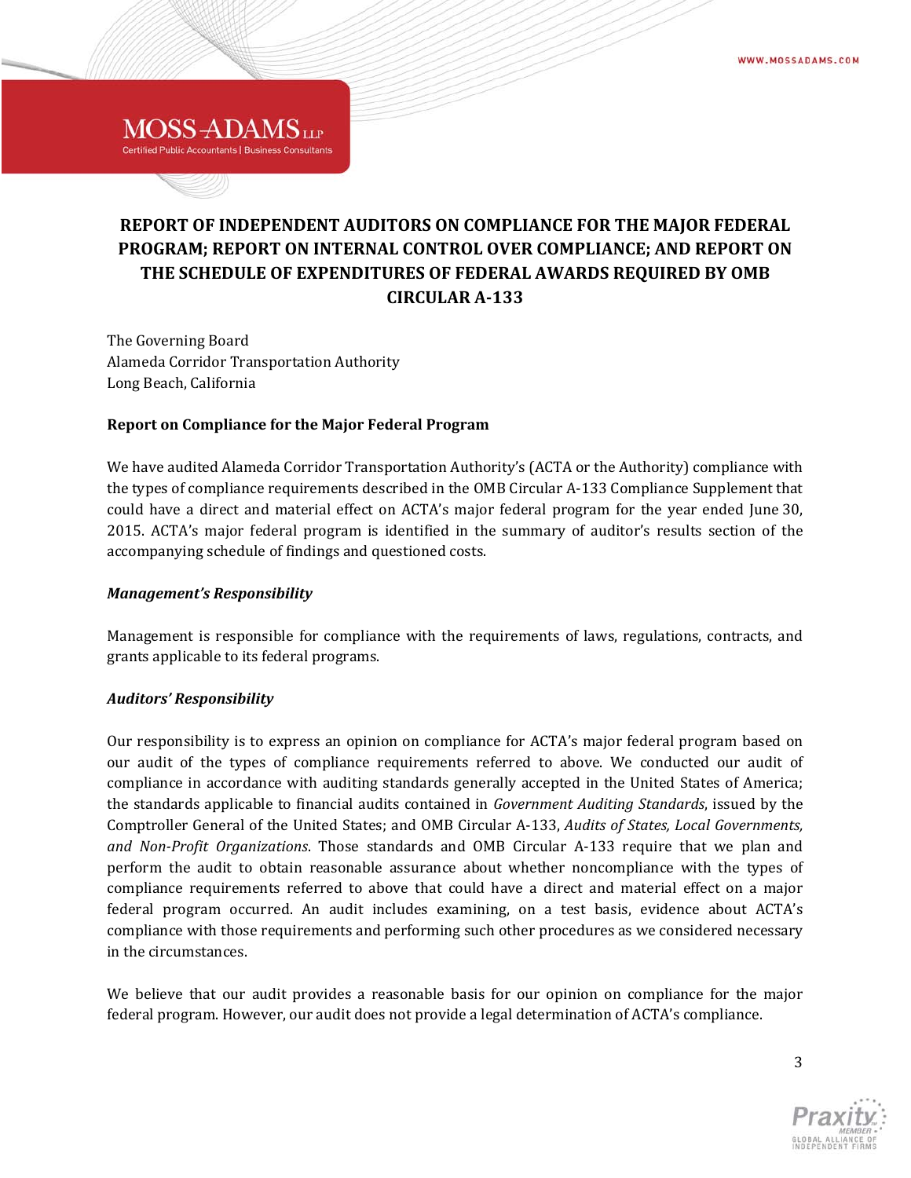# REPORT OF INDEPENDENT AUDITORS ON COMPLIANCE FOR THE MAJOR FEDERAL PROGRAM; REPORT ON INTERNAL CONTROL OVER COMPLIANCE; AND REPORT ON THE SCHEDULE OF EXPENDITURES OF FEDERAL AWARDS REQUIRED BY OMB CIRCULAR A-133

The Governing Board
Alameda Corridor Transportation Authority
Long Beach, California

## Report on Compliance for the Major Federal Program

We have audited Alameda Corridor Transportation Authority's (ACTA or the Authority) compliance with the types of compliance requirements described in the OMB Circular A-133 Compliance Supplement that could have a direct and material effect on ACTA's major federal program for the year ended June 30, 2015. ACTA's major federal program is identified in the summary of auditor's results section of the accompanying schedule of findings and questioned costs.

### *Management's Responsibility*

Management is responsible for compliance with the requirements of laws, regulations, contracts, and grants applicable to its federal programs.

### *Auditors' Responsibility*

Our responsibility is to express an opinion on compliance for ACTA's major federal program based on our audit of the types of compliance requirements referred to above. We conducted our audit of compliance in accordance with auditing standards generally accepted in the United States of America; the standards applicable to financial audits contained in *Government Auditing Standards*, issued by the Comptroller General of the United States; and OMB Circular A-133, *Audits of States, Local Governments, and Non-Profit Organizations*. Those standards and OMB Circular A-133 require that we plan and perform the audit to obtain reasonable assurance about whether noncompliance with the types of compliance requirements referred to above that could have a direct and material effect on a major federal program occurred. An audit includes examining, on a test basis, evidence about ACTA's compliance with those requirements and performing such other procedures as we considered necessary in the circumstances.

We believe that our audit provides a reasonable basis for our opinion on compliance for the major federal program. However, our audit does not provide a legal determination of ACTA's compliance.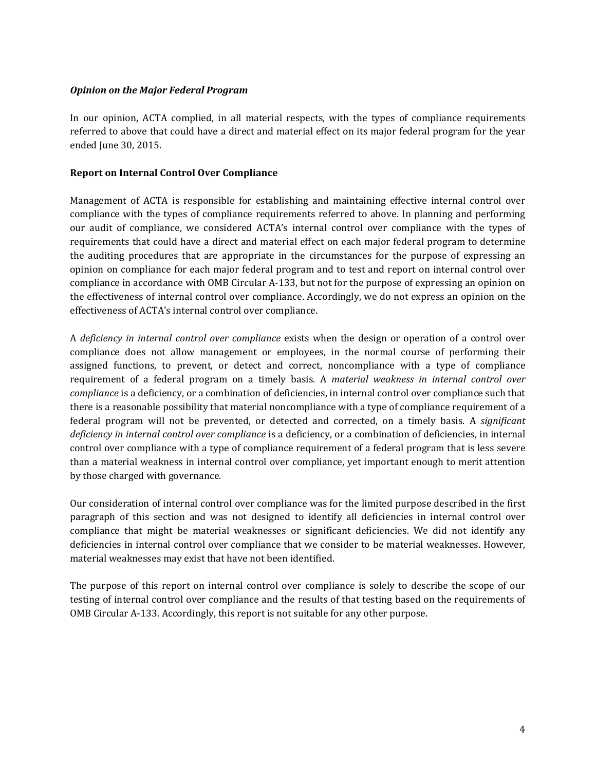***Opinion on the Major Federal Program***

In our opinion, ACTA complied, in all material respects, with the types of compliance requirements referred to above that could have a direct and material effect on its major federal program for the year ended June 30, 2015.

**Report on Internal Control Over Compliance**

Management of ACTA is responsible for establishing and maintaining effective internal control over compliance with the types of compliance requirements referred to above. In planning and performing our audit of compliance, we considered ACTA's internal control over compliance with the types of requirements that could have a direct and material effect on each major federal program to determine the auditing procedures that are appropriate in the circumstances for the purpose of expressing an opinion on compliance for each major federal program and to test and report on internal control over compliance in accordance with OMB Circular A-133, but not for the purpose of expressing an opinion on the effectiveness of internal control over compliance. Accordingly, we do not express an opinion on the effectiveness of ACTA's internal control over compliance.

A *deficiency in internal control over compliance* exists when the design or operation of a control over compliance does not allow management or employees, in the normal course of performing their assigned functions, to prevent, or detect and correct, noncompliance with a type of compliance requirement of a federal program on a timely basis. A *material weakness in internal control over compliance* is a deficiency, or a combination of deficiencies, in internal control over compliance such that there is a reasonable possibility that material noncompliance with a type of compliance requirement of a federal program will not be prevented, or detected and corrected, on a timely basis. A *significant deficiency in internal control over compliance* is a deficiency, or a combination of deficiencies, in internal control over compliance with a type of compliance requirement of a federal program that is less severe than a material weakness in internal control over compliance, yet important enough to merit attention by those charged with governance.

Our consideration of internal control over compliance was for the limited purpose described in the first paragraph of this section and was not designed to identify all deficiencies in internal control over compliance that might be material weaknesses or significant deficiencies. We did not identify any deficiencies in internal control over compliance that we consider to be material weaknesses. However, material weaknesses may exist that have not been identified.

The purpose of this report on internal control over compliance is solely to describe the scope of our testing of internal control over compliance and the results of that testing based on the requirements of OMB Circular A-133. Accordingly, this report is not suitable for any other purpose.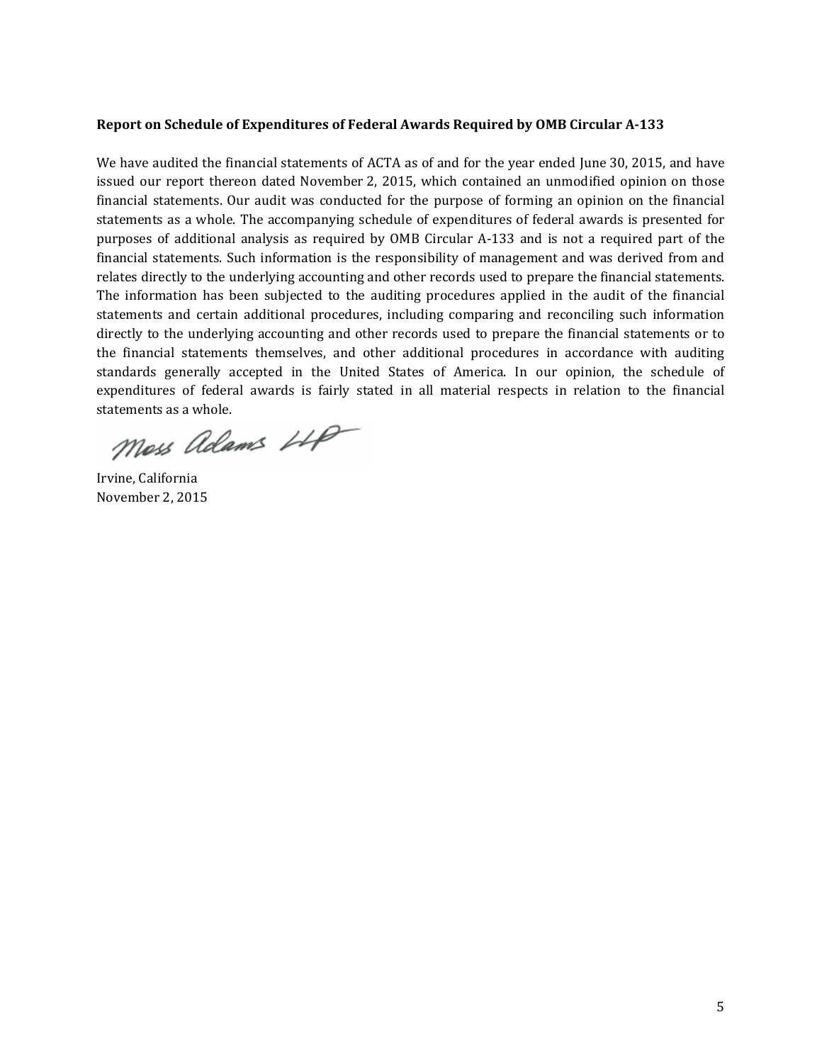**Report on Schedule of Expenditures of Federal Awards Required by OMB Circular A-133**

We have audited the financial statements of ACTA as of and for the year ended June 30, 2015, and have issued our report thereon dated November 2, 2015, which contained an unmodified opinion on those financial statements. Our audit was conducted for the purpose of forming an opinion on the financial statements as a whole. The accompanying schedule of expenditures of federal awards is presented for purposes of additional analysis as required by OMB Circular A-133 and is not a required part of the financial statements. Such information is the responsibility of management and was derived from and relates directly to the underlying accounting and other records used to prepare the financial statements. The information has been subjected to the auditing procedures applied in the audit of the financial statements and certain additional procedures, including comparing and reconciling such information directly to the underlying accounting and other records used to prepare the financial statements or to the financial statements themselves, and other additional procedures in accordance with auditing standards generally accepted in the United States of America. In our opinion, the schedule of expenditures of federal awards is fairly stated in all material respects in relation to the financial statements as a whole.

Moss Adams LLP

Irvine, California
November 2, 2015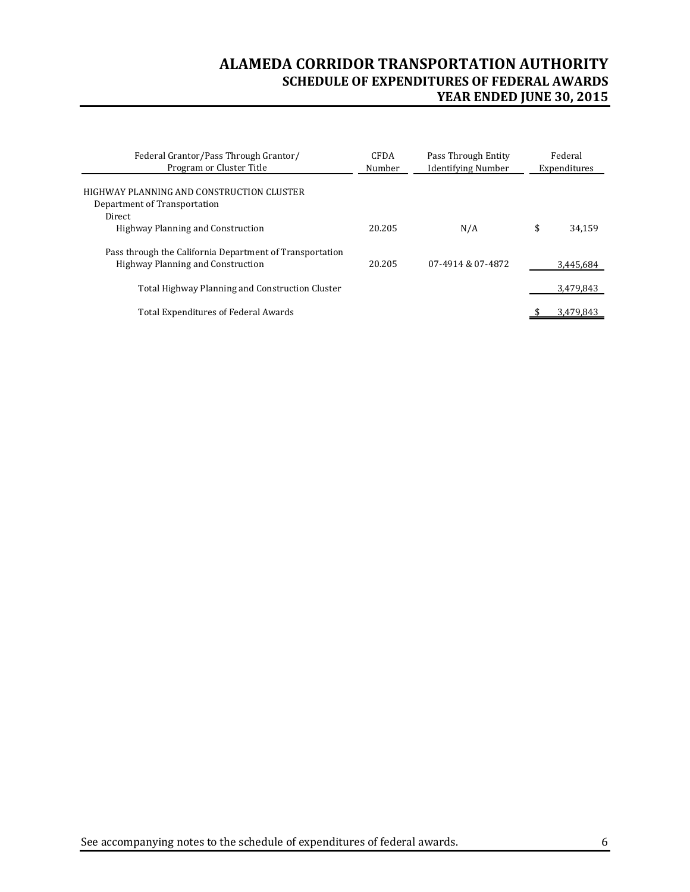# ALAMEDA CORRIDOR TRANSPORTATION AUTHORITY

## SCHEDULE OF EXPENDITURES OF FEDERAL AWARDS

## YEAR ENDED JUNE 30, 2015

| Federal Grantor/Pass Through Grantor/ Program or Cluster Title | CFDA Number | Pass Through Entity Identifying Number | Federal Expenditures |
|---|---|---|---|
| HIGHWAY PLANNING AND CONSTRUCTION CLUSTER | | | |
| Department of Transportation | | | |
| Direct | | | |
| Highway Planning and Construction | 20.205 | N/A | $ 34,159 |
| Pass through the California Department of Transportation | | | |
| Highway Planning and Construction | 20.205 | 07-4914 & 07-4872 | 3,445,684 |
| Total Highway Planning and Construction Cluster | | | 3,479,843 |
| Total Expenditures of Federal Awards | | | $ 3,479,843 |

See accompanying notes to the schedule of expenditures of federal awards.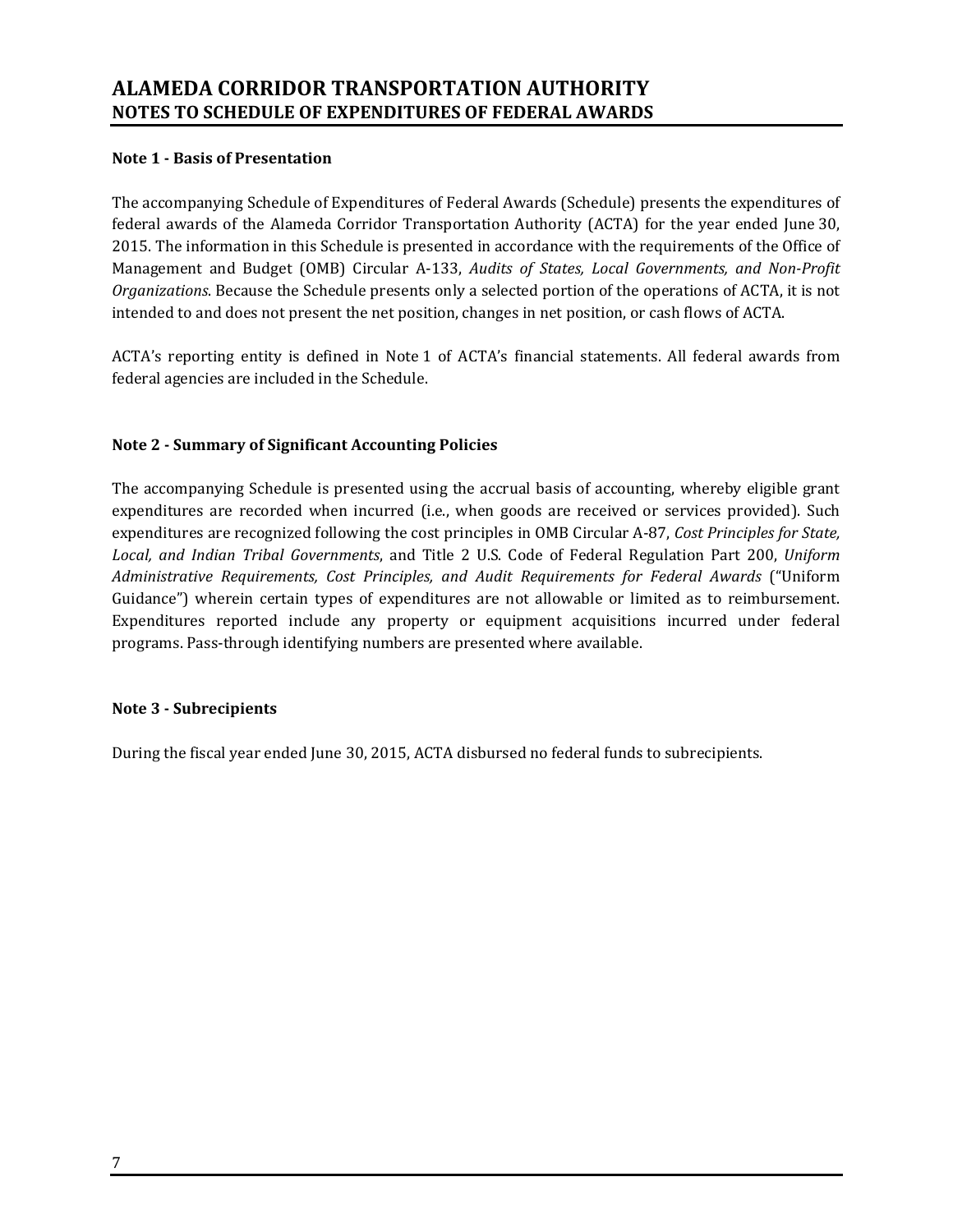# ALAMEDA CORRIDOR TRANSPORTATION AUTHORITY
## NOTES TO SCHEDULE OF EXPENDITURES OF FEDERAL AWARDS

**Note 1 - Basis of Presentation**

The accompanying Schedule of Expenditures of Federal Awards (Schedule) presents the expenditures of federal awards of the Alameda Corridor Transportation Authority (ACTA) for the year ended June 30, 2015. The information in this Schedule is presented in accordance with the requirements of the Office of Management and Budget (OMB) Circular A-133, *Audits of States, Local Governments, and Non-Profit Organizations*. Because the Schedule presents only a selected portion of the operations of ACTA, it is not intended to and does not present the net position, changes in net position, or cash flows of ACTA.

ACTA's reporting entity is defined in Note 1 of ACTA's financial statements. All federal awards from federal agencies are included in the Schedule.

**Note 2 - Summary of Significant Accounting Policies**

The accompanying Schedule is presented using the accrual basis of accounting, whereby eligible grant expenditures are recorded when incurred (i.e., when goods are received or services provided). Such expenditures are recognized following the cost principles in OMB Circular A-87, *Cost Principles for State, Local, and Indian Tribal Governments*, and Title 2 U.S. Code of Federal Regulation Part 200, *Uniform Administrative Requirements, Cost Principles, and Audit Requirements for Federal Awards* ("Uniform Guidance") wherein certain types of expenditures are not allowable or limited as to reimbursement. Expenditures reported include any property or equipment acquisitions incurred under federal programs. Pass-through identifying numbers are presented where available.

**Note 3 - Subrecipients**

During the fiscal year ended June 30, 2015, ACTA disbursed no federal funds to subrecipients.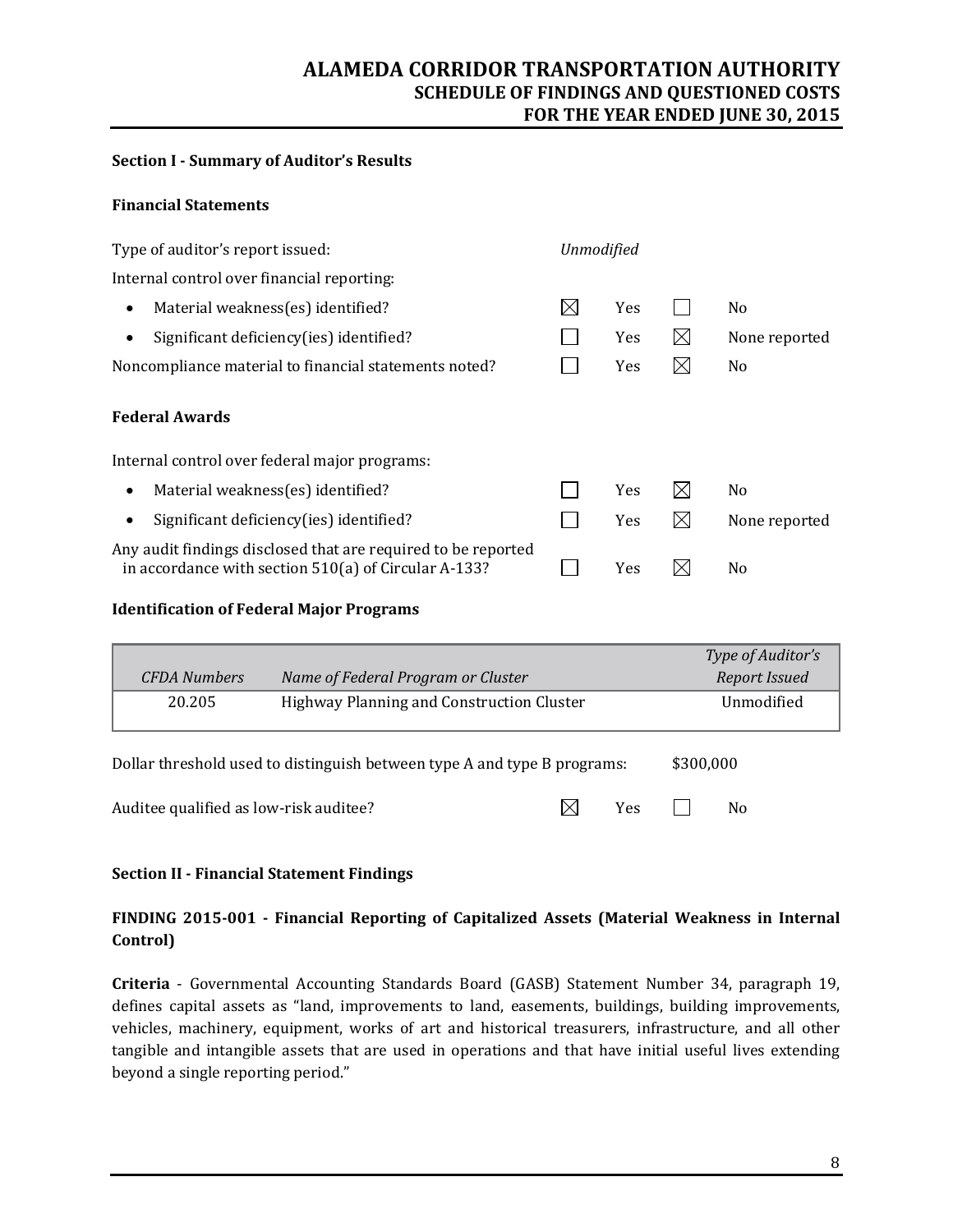# ALAMEDA CORRIDOR TRANSPORTATION AUTHORITY
## SCHEDULE OF FINDINGS AND QUESTIONED COSTS
## FOR THE YEAR ENDED JUNE 30, 2015

### Section I - Summary of Auditor's Results

### Financial Statements

| | | | | |
|---|---|---|---|---|
| Type of auditor's report issued: | *Unmodified* | | | |
| Internal control over financial reporting: | | | | |
| • Material weakness(es) identified? | ☒ | Yes | ☐ | No |
| • Significant deficiency(ies) identified? | ☐ | Yes | ☒ | None reported |
| Noncompliance material to financial statements noted? | ☐ | Yes | ☒ | No |

### Federal Awards

| | | | | |
|---|---|---|---|---|
| Internal control over federal major programs: | | | | |
| • Material weakness(es) identified? | ☐ | Yes | ☒ | No |
| • Significant deficiency(ies) identified? | ☐ | Yes | ☒ | None reported |
| Any audit findings disclosed that are required to be reported in accordance with section 510(a) of Circular A-133? | ☐ | Yes | ☒ | No |

### Identification of Federal Major Programs

| *CFDA Numbers* | *Name of Federal Program or Cluster* | *Type of Auditor's Report Issued* |
|---|---|---|
| 20.205 | Highway Planning and Construction Cluster | Unmodified |

Dollar threshold used to distinguish between type A and type B programs: $300,000

Auditee qualified as low-risk auditee? ☒ Yes ☐ No

### Section II - Financial Statement Findings

### FINDING 2015-001 - Financial Reporting of Capitalized Assets (Material Weakness in Internal Control)

**Criteria** - Governmental Accounting Standards Board (GASB) Statement Number 34, paragraph 19, defines capital assets as "land, improvements to land, easements, buildings, building improvements, vehicles, machinery, equipment, works of art and historical treasurers, infrastructure, and all other tangible and intangible assets that are used in operations and that have initial useful lives extending beyond a single reporting period."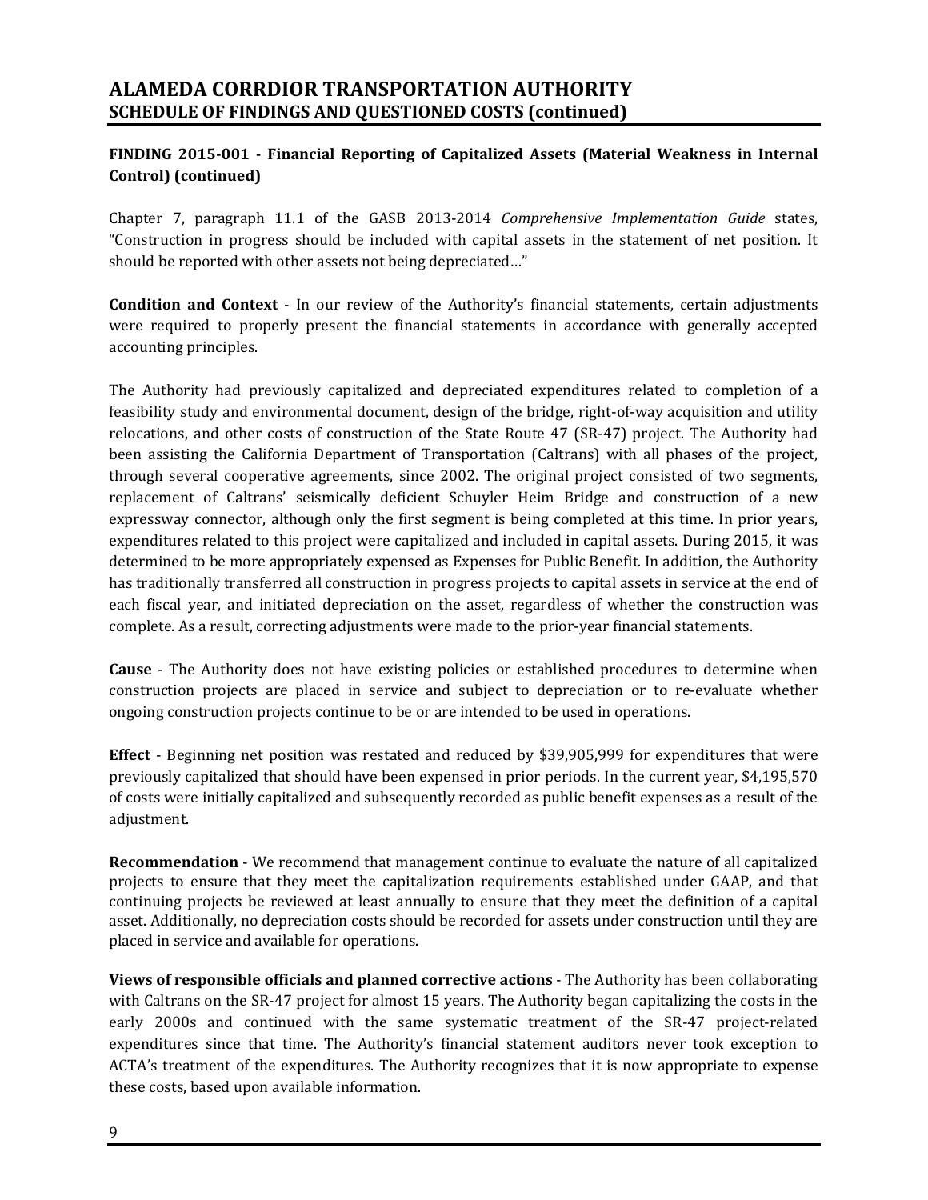# ALAMEDA CORRDIOR TRANSPORTATION AUTHORITY
## SCHEDULE OF FINDINGS AND QUESTIONED COSTS (continued)

### FINDING 2015-001 - Financial Reporting of Capitalized Assets (Material Weakness in Internal Control) (continued)

Chapter 7, paragraph 11.1 of the GASB 2013-2014 *Comprehensive Implementation Guide* states, "Construction in progress should be included with capital assets in the statement of net position. It should be reported with other assets not being depreciated…"

**Condition and Context** - In our review of the Authority's financial statements, certain adjustments were required to properly present the financial statements in accordance with generally accepted accounting principles.

The Authority had previously capitalized and depreciated expenditures related to completion of a feasibility study and environmental document, design of the bridge, right-of-way acquisition and utility relocations, and other costs of construction of the State Route 47 (SR-47) project. The Authority had been assisting the California Department of Transportation (Caltrans) with all phases of the project, through several cooperative agreements, since 2002. The original project consisted of two segments, replacement of Caltrans' seismically deficient Schuyler Heim Bridge and construction of a new expressway connector, although only the first segment is being completed at this time. In prior years, expenditures related to this project were capitalized and included in capital assets. During 2015, it was determined to be more appropriately expensed as Expenses for Public Benefit. In addition, the Authority has traditionally transferred all construction in progress projects to capital assets in service at the end of each fiscal year, and initiated depreciation on the asset, regardless of whether the construction was complete. As a result, correcting adjustments were made to the prior-year financial statements.

**Cause** - The Authority does not have existing policies or established procedures to determine when construction projects are placed in service and subject to depreciation or to re-evaluate whether ongoing construction projects continue to be or are intended to be used in operations.

**Effect** - Beginning net position was restated and reduced by $39,905,999 for expenditures that were previously capitalized that should have been expensed in prior periods. In the current year, $4,195,570 of costs were initially capitalized and subsequently recorded as public benefit expenses as a result of the adjustment.

**Recommendation** - We recommend that management continue to evaluate the nature of all capitalized projects to ensure that they meet the capitalization requirements established under GAAP, and that continuing projects be reviewed at least annually to ensure that they meet the definition of a capital asset. Additionally, no depreciation costs should be recorded for assets under construction until they are placed in service and available for operations.

**Views of responsible officials and planned corrective actions** - The Authority has been collaborating with Caltrans on the SR-47 project for almost 15 years. The Authority began capitalizing the costs in the early 2000s and continued with the same systematic treatment of the SR-47 project-related expenditures since that time. The Authority's financial statement auditors never took exception to ACTA's treatment of the expenditures. The Authority recognizes that it is now appropriate to expense these costs, based upon available information.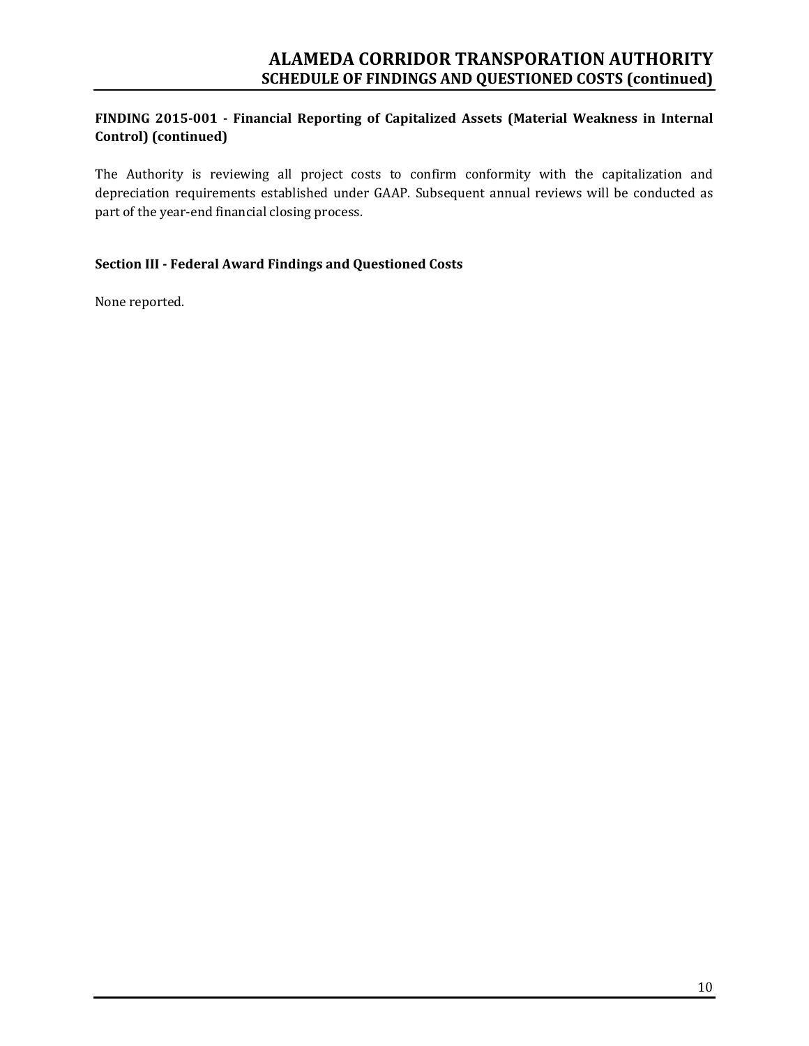**FINDING 2015-001 - Financial Reporting of Capitalized Assets (Material Weakness in Internal Control) (continued)**

The Authority is reviewing all project costs to confirm conformity with the capitalization and depreciation requirements established under GAAP. Subsequent annual reviews will be conducted as part of the year-end financial closing process.

**Section III - Federal Award Findings and Questioned Costs**

None reported.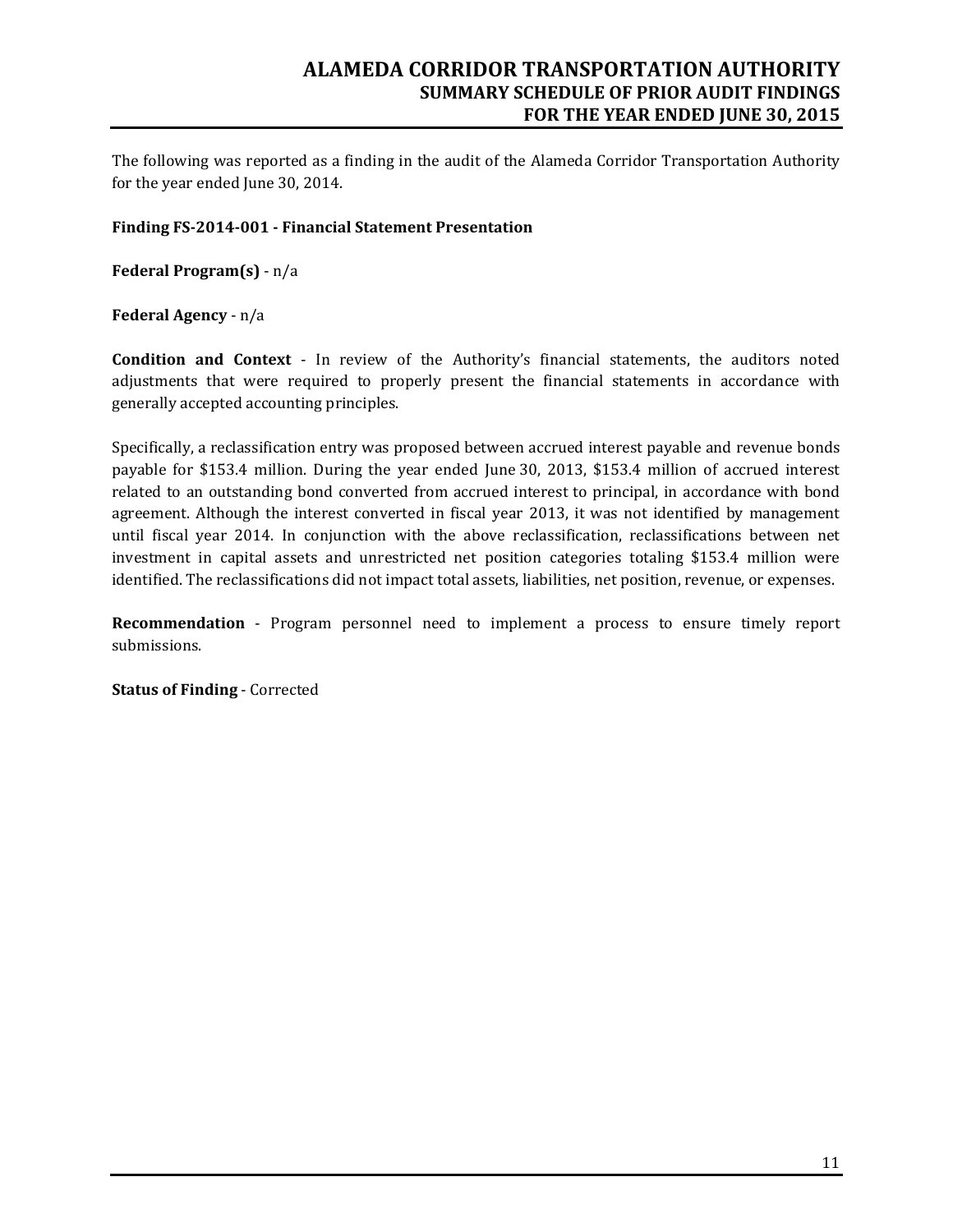# ALAMEDA CORRIDOR TRANSPORTATION AUTHORITY
## SUMMARY SCHEDULE OF PRIOR AUDIT FINDINGS
## FOR THE YEAR ENDED JUNE 30, 2015

The following was reported as a finding in the audit of the Alameda Corridor Transportation Authority for the year ended June 30, 2014.

**Finding FS-2014-001 - Financial Statement Presentation**

**Federal Program(s)** - n/a

**Federal Agency** - n/a

**Condition and Context** - In review of the Authority's financial statements, the auditors noted adjustments that were required to properly present the financial statements in accordance with generally accepted accounting principles.

Specifically, a reclassification entry was proposed between accrued interest payable and revenue bonds payable for $153.4 million. During the year ended June 30, 2013, $153.4 million of accrued interest related to an outstanding bond converted from accrued interest to principal, in accordance with bond agreement. Although the interest converted in fiscal year 2013, it was not identified by management until fiscal year 2014. In conjunction with the above reclassification, reclassifications between net investment in capital assets and unrestricted net position categories totaling $153.4 million were identified. The reclassifications did not impact total assets, liabilities, net position, revenue, or expenses.

**Recommendation** - Program personnel need to implement a process to ensure timely report submissions.

**Status of Finding** - Corrected